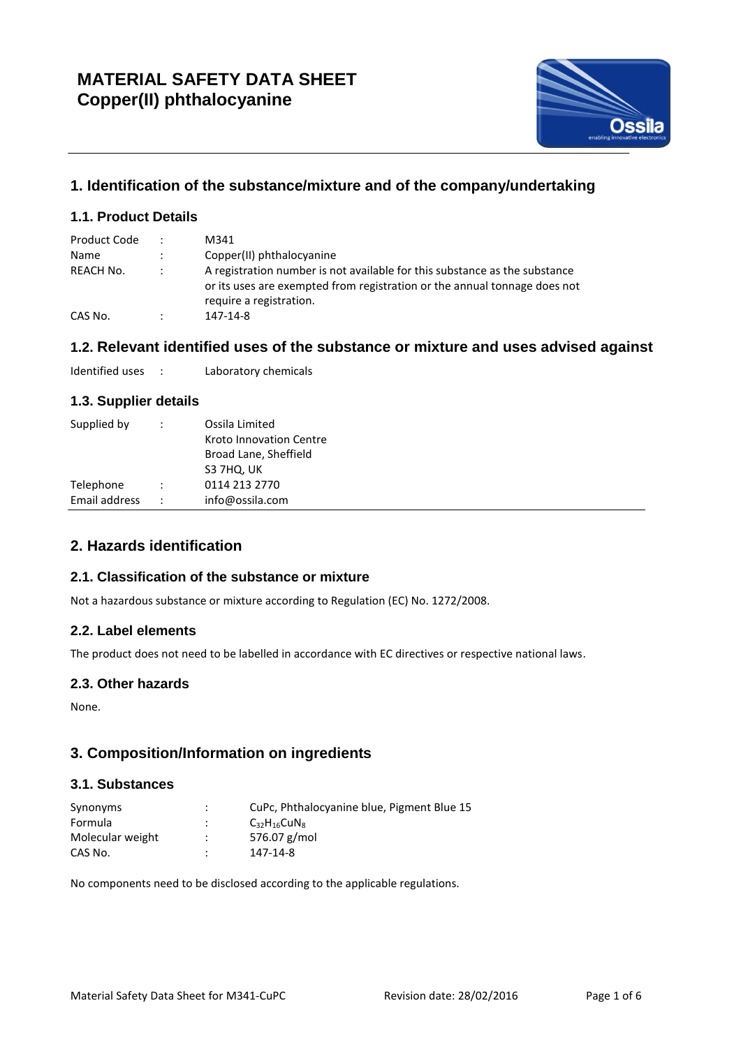# MATERIAL SAFETY DATA SHEET
# Copper(II) phthalocyanine

## 1. Identification of the substance/mixture and of the company/undertaking

### 1.1. Product Details

| | | |
|---|---|---|
| Product Code | : | M341 |
| Name | : | Copper(II) phthalocyanine |
| REACH No. | : | A registration number is not available for this substance as the substance or its uses are exempted from registration or the annual tonnage does not require a registration. |
| CAS No. | : | 147-14-8 |

### 1.2. Relevant identified uses of the substance or mixture and uses advised against

Identified uses : Laboratory chemicals

### 1.3. Supplier details

| | | |
|---|---|---|
| Supplied by | : | Ossila Limited<br>Kroto Innovation Centre<br>Broad Lane, Sheffield<br>S3 7HQ, UK |
| Telephone | : | 0114 213 2770 |
| Email address | : | info@ossila.com |

## 2. Hazards identification

### 2.1. Classification of the substance or mixture

Not a hazardous substance or mixture according to Regulation (EC) No. 1272/2008.

### 2.2. Label elements

The product does not need to be labelled in accordance with EC directives or respective national laws.

### 2.3. Other hazards

None.

## 3. Composition/Information on ingredients

### 3.1. Substances

| | | |
|---|---|---|
| Synonyms | : | CuPc, Phthalocyanine blue, Pigment Blue 15 |
| Formula | : | $C_{32}H_{16}CuN_8$ |
| Molecular weight | : | 576.07 g/mol |
| CAS No. | : | 147-14-8 |

No components need to be disclosed according to the applicable regulations.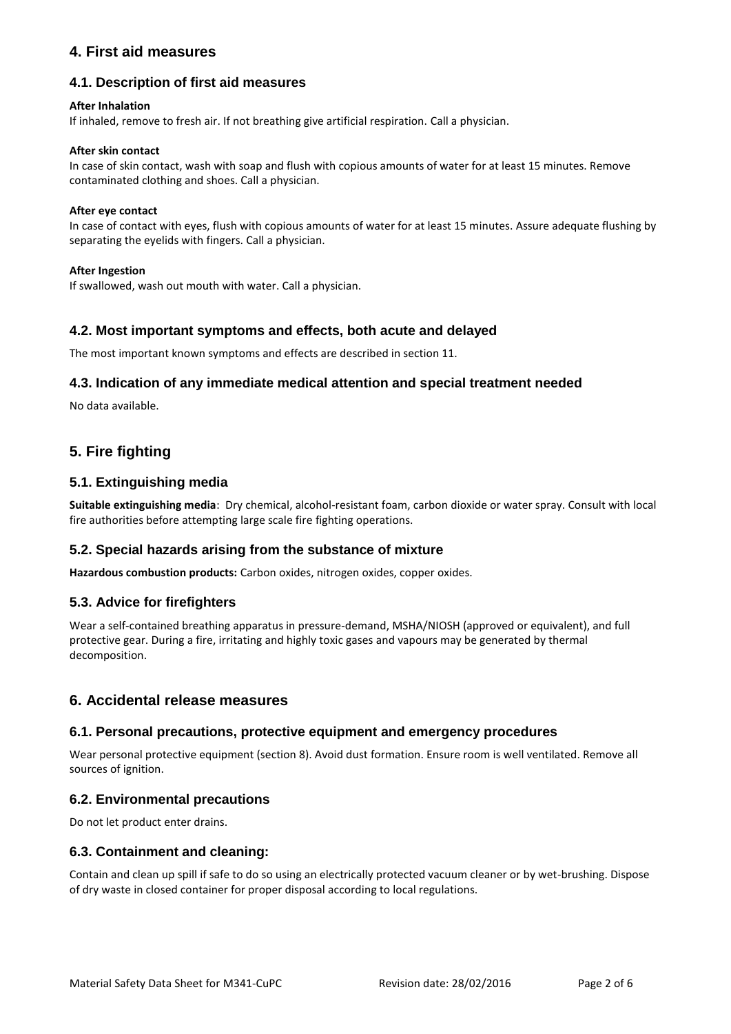## 4. First aid measures

### 4.1. Description of first aid measures

**After Inhalation**

If inhaled, remove to fresh air. If not breathing give artificial respiration. Call a physician.

**After skin contact**

In case of skin contact, wash with soap and flush with copious amounts of water for at least 15 minutes. Remove contaminated clothing and shoes. Call a physician.

**After eye contact**

In case of contact with eyes, flush with copious amounts of water for at least 15 minutes. Assure adequate flushing by separating the eyelids with fingers. Call a physician.

**After Ingestion**

If swallowed, wash out mouth with water. Call a physician.

### 4.2. Most important symptoms and effects, both acute and delayed

The most important known symptoms and effects are described in section 11.

### 4.3. Indication of any immediate medical attention and special treatment needed

No data available.

## 5. Fire fighting

### 5.1. Extinguishing media

**Suitable extinguishing media**: Dry chemical, alcohol-resistant foam, carbon dioxide or water spray. Consult with local fire authorities before attempting large scale fire fighting operations.

### 5.2. Special hazards arising from the substance of mixture

**Hazardous combustion products:** Carbon oxides, nitrogen oxides, copper oxides.

### 5.3. Advice for firefighters

Wear a self-contained breathing apparatus in pressure-demand, MSHA/NIOSH (approved or equivalent), and full protective gear. During a fire, irritating and highly toxic gases and vapours may be generated by thermal decomposition.

## 6. Accidental release measures

### 6.1. Personal precautions, protective equipment and emergency procedures

Wear personal protective equipment (section 8). Avoid dust formation. Ensure room is well ventilated. Remove all sources of ignition.

### 6.2. Environmental precautions

Do not let product enter drains.

### 6.3. Containment and cleaning:

Contain and clean up spill if safe to do so using an electrically protected vacuum cleaner or by wet-brushing. Dispose of dry waste in closed container for proper disposal according to local regulations.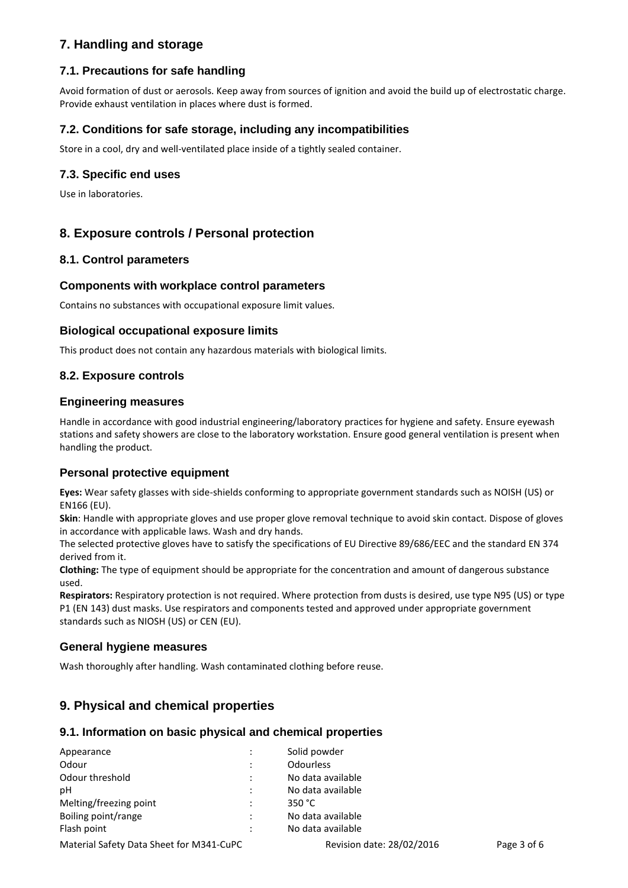# 7. Handling and storage

## 7.1. Precautions for safe handling

Avoid formation of dust or aerosols. Keep away from sources of ignition and avoid the build up of electrostatic charge. Provide exhaust ventilation in places where dust is formed.

## 7.2. Conditions for safe storage, including any incompatibilities

Store in a cool, dry and well-ventilated place inside of a tightly sealed container.

## 7.3. Specific end uses

Use in laboratories.

# 8. Exposure controls / Personal protection

## 8.1. Control parameters

### Components with workplace control parameters

Contains no substances with occupational exposure limit values.

### Biological occupational exposure limits

This product does not contain any hazardous materials with biological limits.

## 8.2. Exposure controls

### Engineering measures

Handle in accordance with good industrial engineering/laboratory practices for hygiene and safety. Ensure eyewash stations and safety showers are close to the laboratory workstation. Ensure good general ventilation is present when handling the product.

### Personal protective equipment

**Eyes:** Wear safety glasses with side-shields conforming to appropriate government standards such as NOISH (US) or EN166 (EU).

**Skin**: Handle with appropriate gloves and use proper glove removal technique to avoid skin contact. Dispose of gloves in accordance with applicable laws. Wash and dry hands.

The selected protective gloves have to satisfy the specifications of EU Directive 89/686/EEC and the standard EN 374 derived from it.

**Clothing:** The type of equipment should be appropriate for the concentration and amount of dangerous substance used.

**Respirators:** Respiratory protection is not required. Where protection from dusts is desired, use type N95 (US) or type P1 (EN 143) dust masks. Use respirators and components tested and approved under appropriate government standards such as NIOSH (US) or CEN (EU).

### General hygiene measures

Wash thoroughly after handling. Wash contaminated clothing before reuse.

# 9. Physical and chemical properties

## 9.1. Information on basic physical and chemical properties

| | | |
|---|---|---|
| Appearance | : | Solid powder |
| Odour | : | Odourless |
| Odour threshold | : | No data available |
| pH | : | No data available |
| Melting/freezing point | : | 350 °C |
| Boiling point/range | : | No data available |
| Flash point | : | No data available |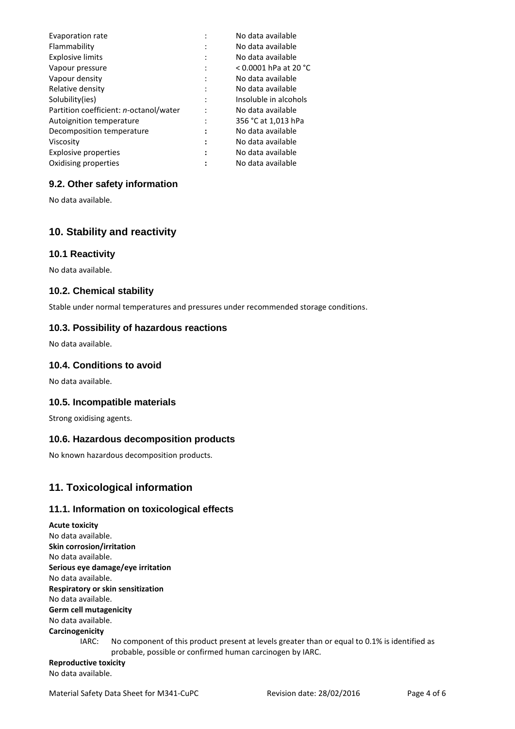| | | |
|---|---|---|
| Evaporation rate | : | No data available |
| Flammability | : | No data available |
| Explosive limits | : | No data available |
| Vapour pressure | : | < 0.0001 hPa at 20 °C |
| Vapour density | : | No data available |
| Relative density | : | No data available |
| Solubility(ies) | : | Insoluble in alcohols |
| Partition coefficient: *n*-octanol/water | : | No data available |
| Autoignition temperature | : | 356 °C at 1,013 hPa |
| Decomposition temperature | : | No data available |
| Viscosity | : | No data available |
| Explosive properties | : | No data available |
| Oxidising properties | : | No data available |

### 9.2. Other safety information

No data available.

## 10. Stability and reactivity

### 10.1 Reactivity

No data available.

### 10.2. Chemical stability

Stable under normal temperatures and pressures under recommended storage conditions.

### 10.3. Possibility of hazardous reactions

No data available.

### 10.4. Conditions to avoid

No data available.

### 10.5. Incompatible materials

Strong oxidising agents.

### 10.6. Hazardous decomposition products

No known hazardous decomposition products.

## 11. Toxicological information

### 11.1. Information on toxicological effects

**Acute toxicity**
No data available.
**Skin corrosion/irritation**
No data available.
**Serious eye damage/eye irritation**
No data available.
**Respiratory or skin sensitization**
No data available.
**Germ cell mutagenicity**
No data available.
**Carcinogenicity**

IARC: No component of this product present at levels greater than or equal to 0.1% is identified as probable, possible or confirmed human carcinogen by IARC.

**Reproductive toxicity**
No data available.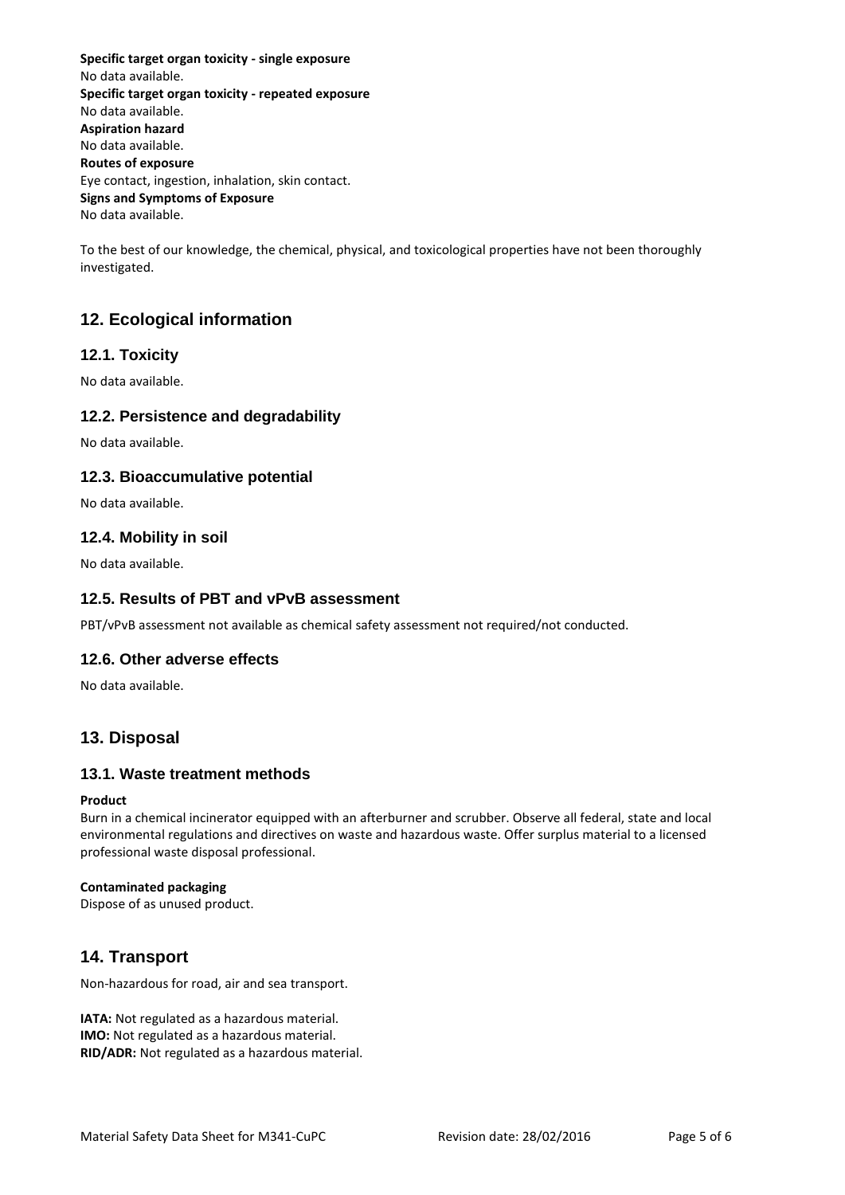**Specific target organ toxicity - single exposure**
No data available.
**Specific target organ toxicity - repeated exposure**
No data available.
**Aspiration hazard**
No data available.
**Routes of exposure**
Eye contact, ingestion, inhalation, skin contact.
**Signs and Symptoms of Exposure**
No data available.

To the best of our knowledge, the chemical, physical, and toxicological properties have not been thoroughly investigated.

## 12. Ecological information

### 12.1. Toxicity

No data available.

### 12.2. Persistence and degradability

No data available.

### 12.3. Bioaccumulative potential

No data available.

### 12.4. Mobility in soil

No data available.

### 12.5. Results of PBT and vPvB assessment

PBT/vPvB assessment not available as chemical safety assessment not required/not conducted.

### 12.6. Other adverse effects

No data available.

## 13. Disposal

### 13.1. Waste treatment methods

**Product**
Burn in a chemical incinerator equipped with an afterburner and scrubber. Observe all federal, state and local environmental regulations and directives on waste and hazardous waste. Offer surplus material to a licensed professional waste disposal professional.

**Contaminated packaging**
Dispose of as unused product.

## 14. Transport

Non-hazardous for road, air and sea transport.

**IATA:** Not regulated as a hazardous material.
**IMO:** Not regulated as a hazardous material.
**RID/ADR:** Not regulated as a hazardous material.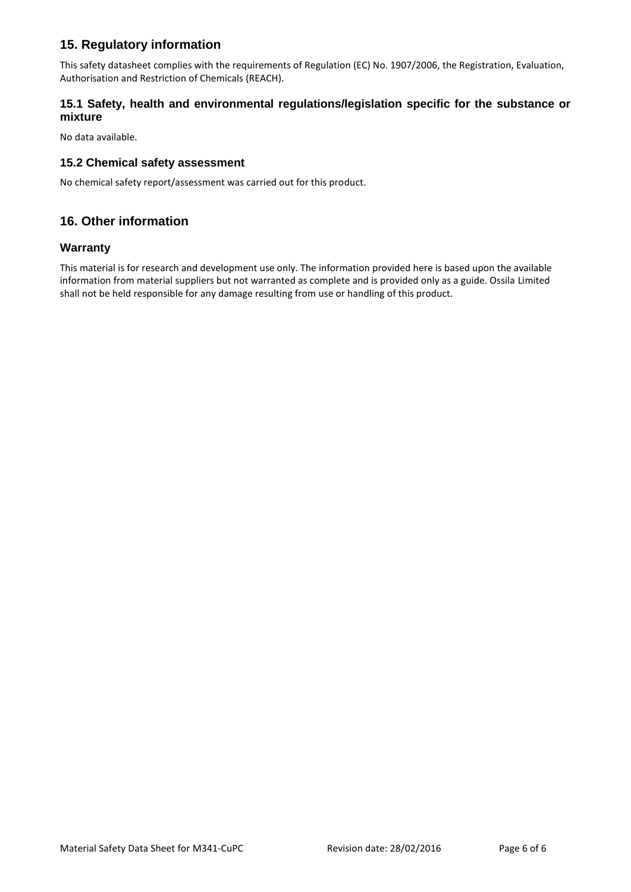## 15. Regulatory information

This safety datasheet complies with the requirements of Regulation (EC) No. 1907/2006, the Registration, Evaluation, Authorisation and Restriction of Chemicals (REACH).

### 15.1 Safety, health and environmental regulations/legislation specific for the substance or mixture

No data available.

### 15.2 Chemical safety assessment

No chemical safety report/assessment was carried out for this product.

## 16. Other information

### Warranty

This material is for research and development use only. The information provided here is based upon the available information from material suppliers but not warranted as complete and is provided only as a guide. Ossila Limited shall not be held responsible for any damage resulting from use or handling of this product.